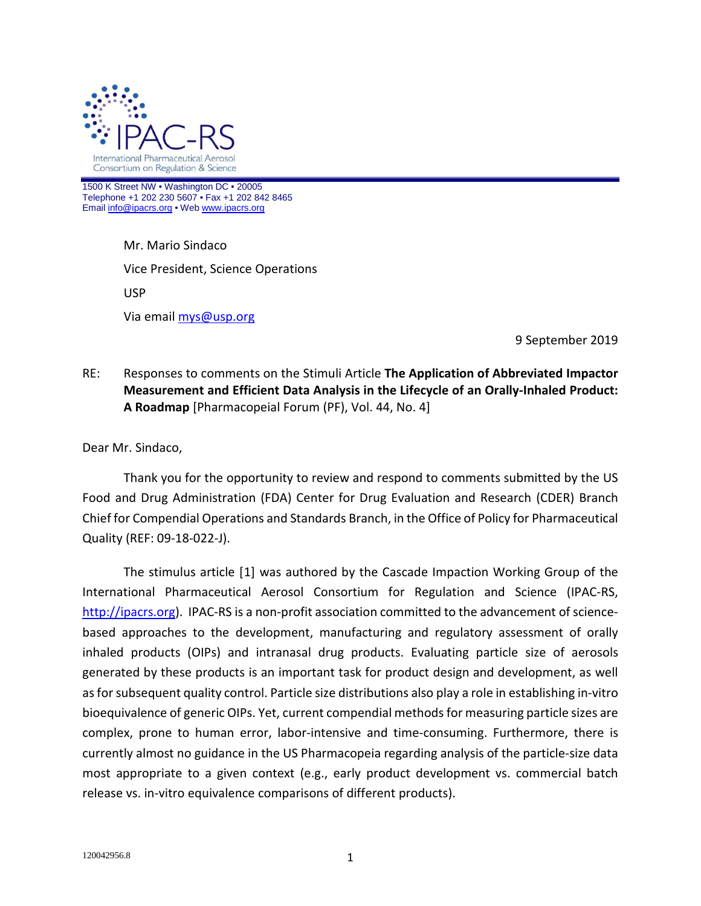IPAC-RS

International Pharmaceutical Aerosol Consortium on Regulation & Science

1500 K Street NW • Washington DC • 20005
Telephone +1 202 230 5607 • Fax +1 202 842 8465
Email info@ipacrs.org • Web www.ipacrs.org

Mr. Mario Sindaco

Vice President, Science Operations

USP

Via email mys@usp.org

9 September 2019

RE: Responses to comments on the Stimuli Article **The Application of Abbreviated Impactor Measurement and Efficient Data Analysis in the Lifecycle of an Orally-Inhaled Product: A Roadmap** [Pharmacopeial Forum (PF), Vol. 44, No. 4]

Dear Mr. Sindaco,

Thank you for the opportunity to review and respond to comments submitted by the US Food and Drug Administration (FDA) Center for Drug Evaluation and Research (CDER) Branch Chief for Compendial Operations and Standards Branch, in the Office of Policy for Pharmaceutical Quality (REF: 09-18-022-J).

The stimulus article [1] was authored by the Cascade Impaction Working Group of the International Pharmaceutical Aerosol Consortium for Regulation and Science (IPAC-RS, http://ipacrs.org). IPAC-RS is a non-profit association committed to the advancement of science-based approaches to the development, manufacturing and regulatory assessment of orally inhaled products (OIPs) and intranasal drug products. Evaluating particle size of aerosols generated by these products is an important task for product design and development, as well as for subsequent quality control. Particle size distributions also play a role in establishing in-vitro bioequivalence of generic OIPs. Yet, current compendial methods for measuring particle sizes are complex, prone to human error, labor-intensive and time-consuming. Furthermore, there is currently almost no guidance in the US Pharmacopeia regarding analysis of the particle-size data most appropriate to a given context (e.g., early product development vs. commercial batch release vs. in-vitro equivalence comparisons of different products).

120042956.8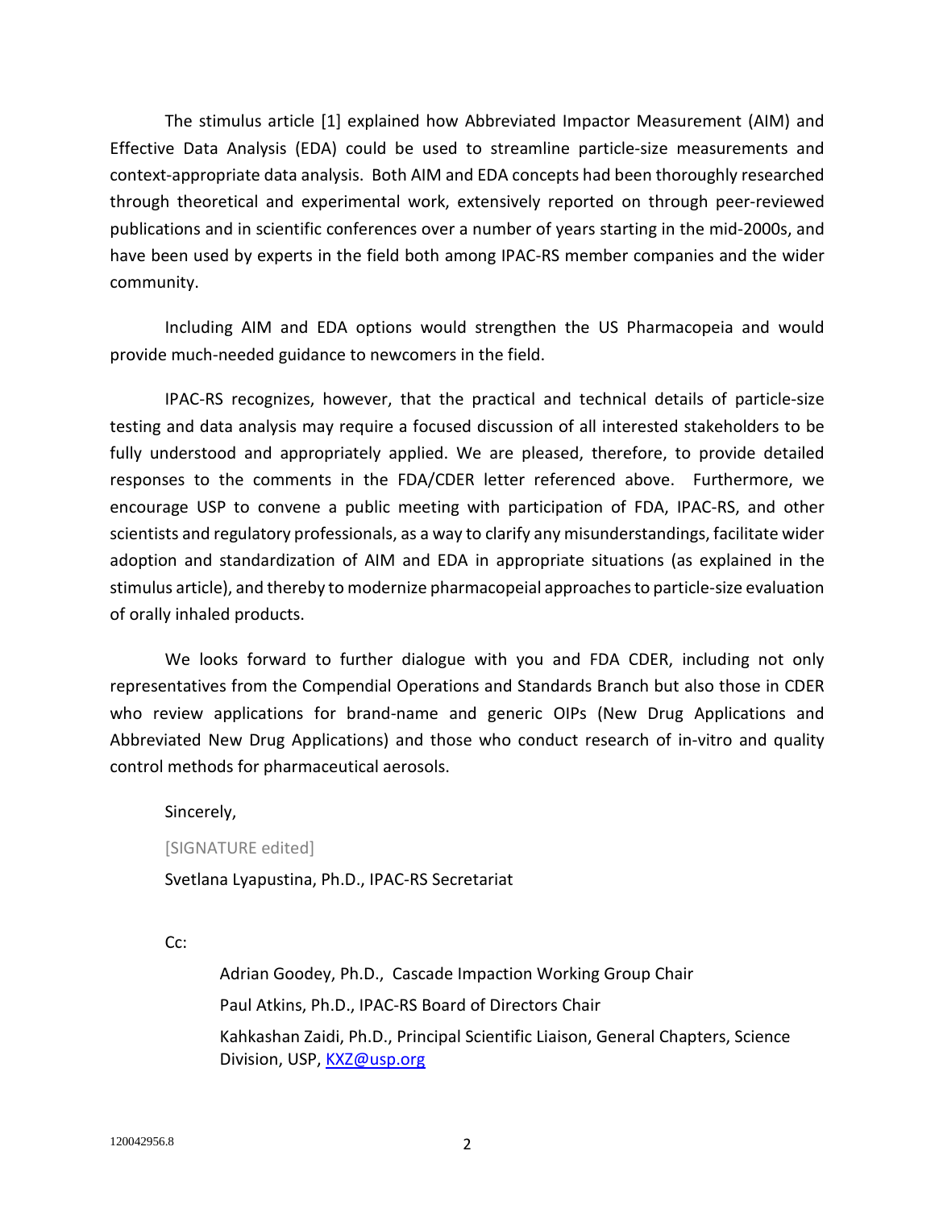The stimulus article [1] explained how Abbreviated Impactor Measurement (AIM) and Effective Data Analysis (EDA) could be used to streamline particle-size measurements and context-appropriate data analysis. Both AIM and EDA concepts had been thoroughly researched through theoretical and experimental work, extensively reported on through peer-reviewed publications and in scientific conferences over a number of years starting in the mid-2000s, and have been used by experts in the field both among IPAC-RS member companies and the wider community.

Including AIM and EDA options would strengthen the US Pharmacopeia and would provide much-needed guidance to newcomers in the field.

IPAC-RS recognizes, however, that the practical and technical details of particle-size testing and data analysis may require a focused discussion of all interested stakeholders to be fully understood and appropriately applied. We are pleased, therefore, to provide detailed responses to the comments in the FDA/CDER letter referenced above. Furthermore, we encourage USP to convene a public meeting with participation of FDA, IPAC-RS, and other scientists and regulatory professionals, as a way to clarify any misunderstandings, facilitate wider adoption and standardization of AIM and EDA in appropriate situations (as explained in the stimulus article), and thereby to modernize pharmacopeial approaches to particle-size evaluation of orally inhaled products.

We looks forward to further dialogue with you and FDA CDER, including not only representatives from the Compendial Operations and Standards Branch but also those in CDER who review applications for brand-name and generic OIPs (New Drug Applications and Abbreviated New Drug Applications) and those who conduct research of in-vitro and quality control methods for pharmaceutical aerosols.

Sincerely,

[SIGNATURE edited]

Svetlana Lyapustina, Ph.D., IPAC-RS Secretariat

Cc:

Adrian Goodey, Ph.D., Cascade Impaction Working Group Chair

Paul Atkins, Ph.D., IPAC-RS Board of Directors Chair

Kahkashan Zaidi, Ph.D., Principal Scientific Liaison, General Chapters, Science Division, USP, KXZ@usp.org

120042956.8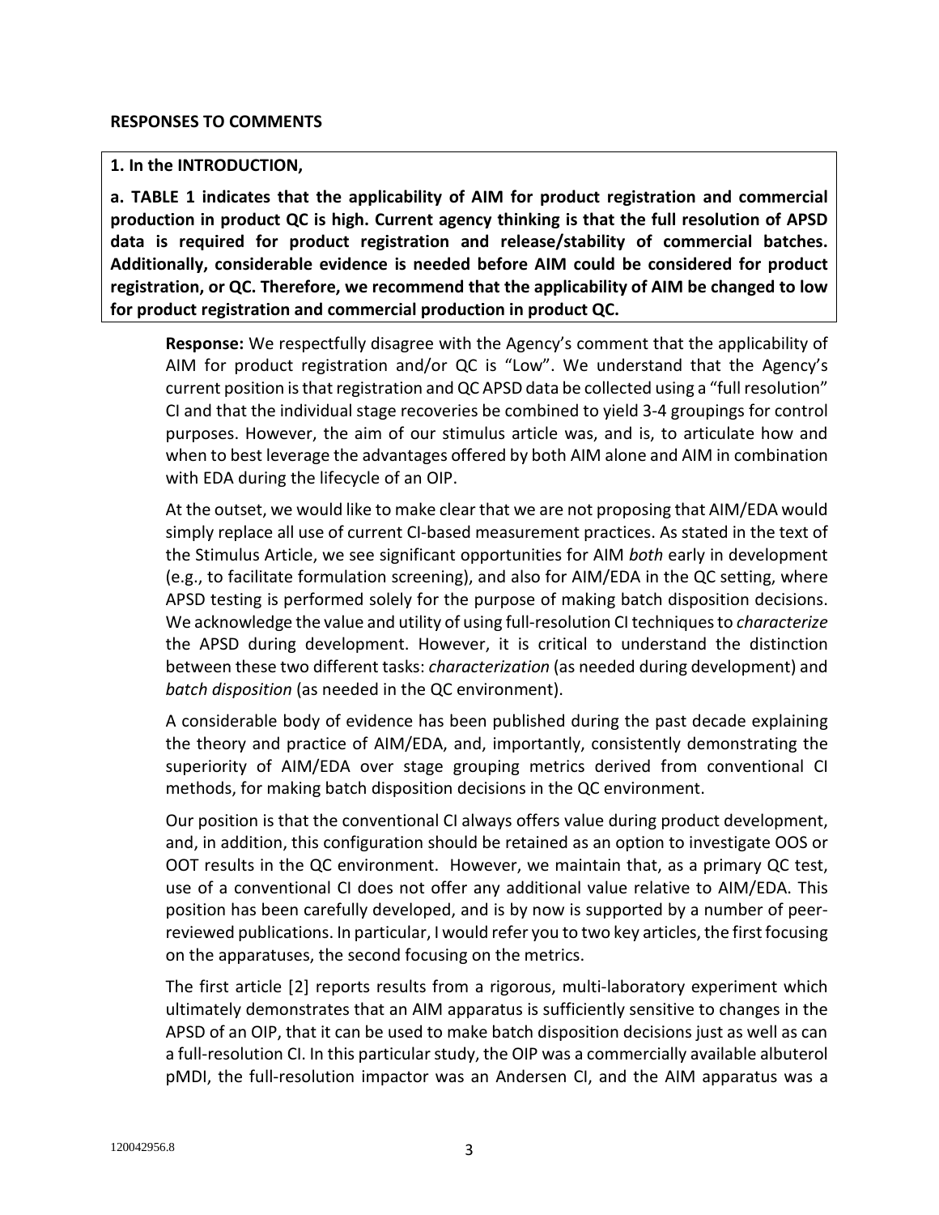**RESPONSES TO COMMENTS**

**1. In the INTRODUCTION,**

**a. TABLE 1 indicates that the applicability of AIM for product registration and commercial production in product QC is high. Current agency thinking is that the full resolution of APSD data is required for product registration and release/stability of commercial batches. Additionally, considerable evidence is needed before AIM could be considered for product registration, or QC. Therefore, we recommend that the applicability of AIM be changed to low for product registration and commercial production in product QC.**

**Response:** We respectfully disagree with the Agency's comment that the applicability of AIM for product registration and/or QC is "Low". We understand that the Agency's current position is that registration and QC APSD data be collected using a "full resolution" CI and that the individual stage recoveries be combined to yield 3-4 groupings for control purposes. However, the aim of our stimulus article was, and is, to articulate how and when to best leverage the advantages offered by both AIM alone and AIM in combination with EDA during the lifecycle of an OIP.

At the outset, we would like to make clear that we are not proposing that AIM/EDA would simply replace all use of current CI-based measurement practices. As stated in the text of the Stimulus Article, we see significant opportunities for AIM *both* early in development (e.g., to facilitate formulation screening), and also for AIM/EDA in the QC setting, where APSD testing is performed solely for the purpose of making batch disposition decisions. We acknowledge the value and utility of using full-resolution CI techniques to *characterize* the APSD during development. However, it is critical to understand the distinction between these two different tasks: *characterization* (as needed during development) and *batch disposition* (as needed in the QC environment).

A considerable body of evidence has been published during the past decade explaining the theory and practice of AIM/EDA, and, importantly, consistently demonstrating the superiority of AIM/EDA over stage grouping metrics derived from conventional CI methods, for making batch disposition decisions in the QC environment.

Our position is that the conventional CI always offers value during product development, and, in addition, this configuration should be retained as an option to investigate OOS or OOT results in the QC environment. However, we maintain that, as a primary QC test, use of a conventional CI does not offer any additional value relative to AIM/EDA. This position has been carefully developed, and is by now is supported by a number of peer-reviewed publications. In particular, I would refer you to two key articles, the first focusing on the apparatuses, the second focusing on the metrics.

The first article [2] reports results from a rigorous, multi-laboratory experiment which ultimately demonstrates that an AIM apparatus is sufficiently sensitive to changes in the APSD of an OIP, that it can be used to make batch disposition decisions just as well as can a full-resolution CI. In this particular study, the OIP was a commercially available albuterol pMDI, the full-resolution impactor was an Andersen CI, and the AIM apparatus was a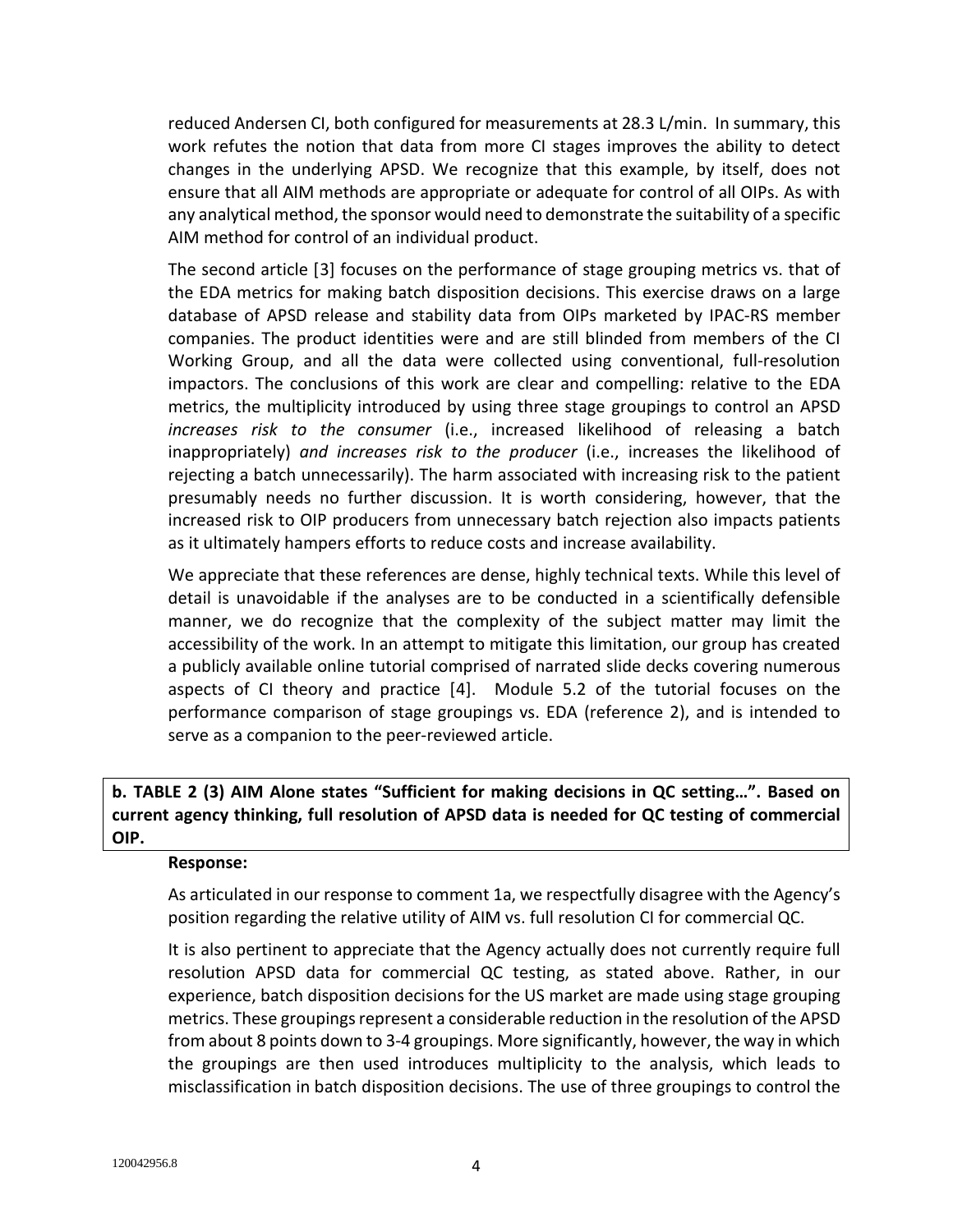reduced Andersen CI, both configured for measurements at 28.3 L/min. In summary, this work refutes the notion that data from more CI stages improves the ability to detect changes in the underlying APSD. We recognize that this example, by itself, does not ensure that all AIM methods are appropriate or adequate for control of all OIPs. As with any analytical method, the sponsor would need to demonstrate the suitability of a specific AIM method for control of an individual product.

The second article [3] focuses on the performance of stage grouping metrics vs. that of the EDA metrics for making batch disposition decisions. This exercise draws on a large database of APSD release and stability data from OIPs marketed by IPAC-RS member companies. The product identities were and are still blinded from members of the CI Working Group, and all the data were collected using conventional, full-resolution impactors. The conclusions of this work are clear and compelling: relative to the EDA metrics, the multiplicity introduced by using three stage groupings to control an APSD *increases risk to the consumer* (i.e., increased likelihood of releasing a batch inappropriately) *and increases risk to the producer* (i.e., increases the likelihood of rejecting a batch unnecessarily). The harm associated with increasing risk to the patient presumably needs no further discussion. It is worth considering, however, that the increased risk to OIP producers from unnecessary batch rejection also impacts patients as it ultimately hampers efforts to reduce costs and increase availability.

We appreciate that these references are dense, highly technical texts. While this level of detail is unavoidable if the analyses are to be conducted in a scientifically defensible manner, we do recognize that the complexity of the subject matter may limit the accessibility of the work. In an attempt to mitigate this limitation, our group has created a publicly available online tutorial comprised of narrated slide decks covering numerous aspects of CI theory and practice [4]. Module 5.2 of the tutorial focuses on the performance comparison of stage groupings vs. EDA (reference 2), and is intended to serve as a companion to the peer-reviewed article.

**b. TABLE 2 (3) AIM Alone states "Sufficient for making decisions in QC setting…". Based on current agency thinking, full resolution of APSD data is needed for QC testing of commercial OIP.**

**Response:**

As articulated in our response to comment 1a, we respectfully disagree with the Agency's position regarding the relative utility of AIM vs. full resolution CI for commercial QC.

It is also pertinent to appreciate that the Agency actually does not currently require full resolution APSD data for commercial QC testing, as stated above. Rather, in our experience, batch disposition decisions for the US market are made using stage grouping metrics. These groupings represent a considerable reduction in the resolution of the APSD from about 8 points down to 3-4 groupings. More significantly, however, the way in which the groupings are then used introduces multiplicity to the analysis, which leads to misclassification in batch disposition decisions. The use of three groupings to control the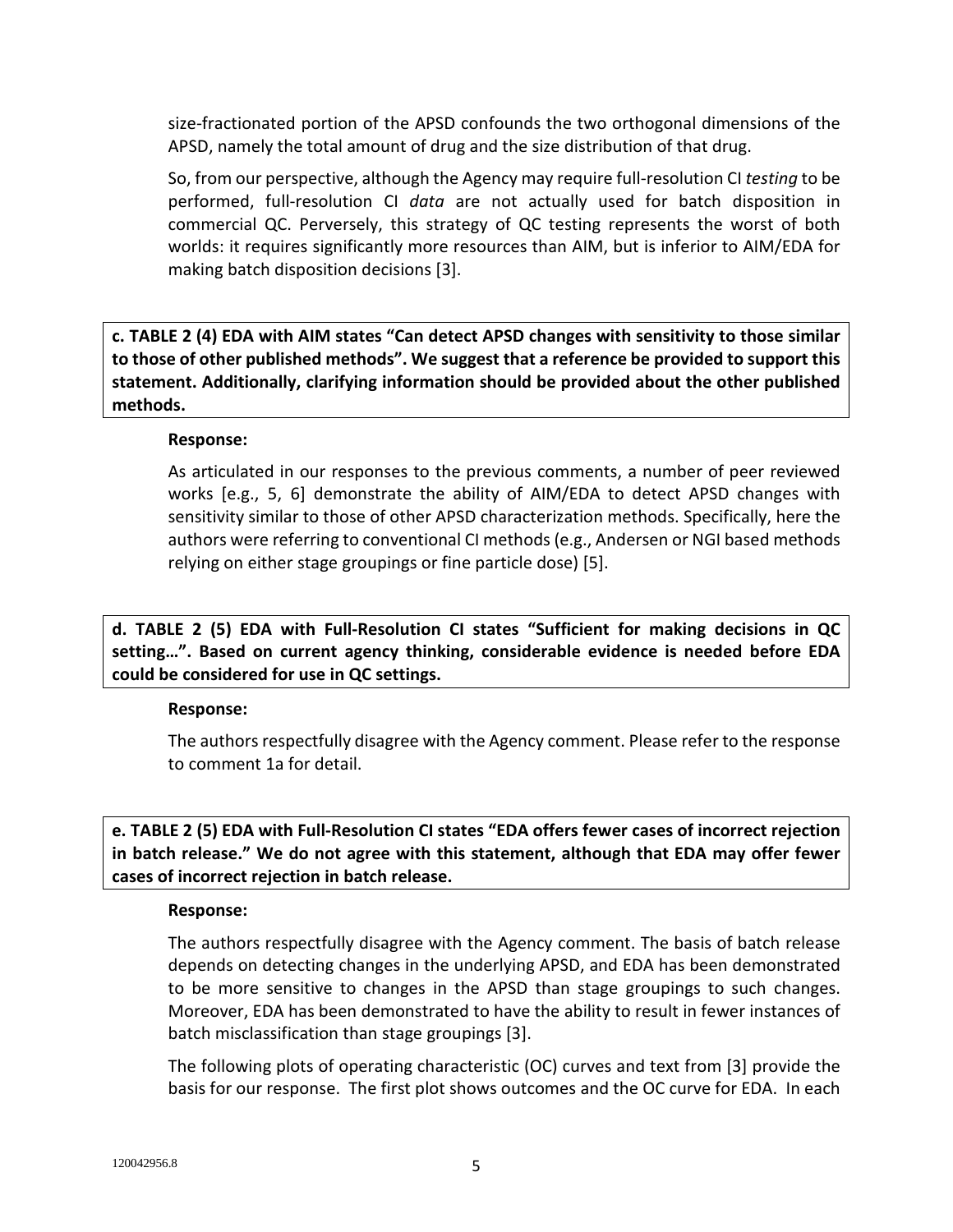size-fractionated portion of the APSD confounds the two orthogonal dimensions of the APSD, namely the total amount of drug and the size distribution of that drug.

So, from our perspective, although the Agency may require full-resolution CI *testing* to be performed, full-resolution CI *data* are not actually used for batch disposition in commercial QC. Perversely, this strategy of QC testing represents the worst of both worlds: it requires significantly more resources than AIM, but is inferior to AIM/EDA for making batch disposition decisions [3].

**c. TABLE 2 (4) EDA with AIM states "Can detect APSD changes with sensitivity to those similar to those of other published methods". We suggest that a reference be provided to support this statement. Additionally, clarifying information should be provided about the other published methods.**

**Response:**

As articulated in our responses to the previous comments, a number of peer reviewed works [e.g., 5, 6] demonstrate the ability of AIM/EDA to detect APSD changes with sensitivity similar to those of other APSD characterization methods. Specifically, here the authors were referring to conventional CI methods (e.g., Andersen or NGI based methods relying on either stage groupings or fine particle dose) [5].

**d. TABLE 2 (5) EDA with Full-Resolution CI states "Sufficient for making decisions in QC setting…". Based on current agency thinking, considerable evidence is needed before EDA could be considered for use in QC settings.**

**Response:**

The authors respectfully disagree with the Agency comment. Please refer to the response to comment 1a for detail.

**e. TABLE 2 (5) EDA with Full-Resolution CI states "EDA offers fewer cases of incorrect rejection in batch release." We do not agree with this statement, although that EDA may offer fewer cases of incorrect rejection in batch release.**

**Response:**

The authors respectfully disagree with the Agency comment. The basis of batch release depends on detecting changes in the underlying APSD, and EDA has been demonstrated to be more sensitive to changes in the APSD than stage groupings to such changes. Moreover, EDA has been demonstrated to have the ability to result in fewer instances of batch misclassification than stage groupings [3].

The following plots of operating characteristic (OC) curves and text from [3] provide the basis for our response. The first plot shows outcomes and the OC curve for EDA. In each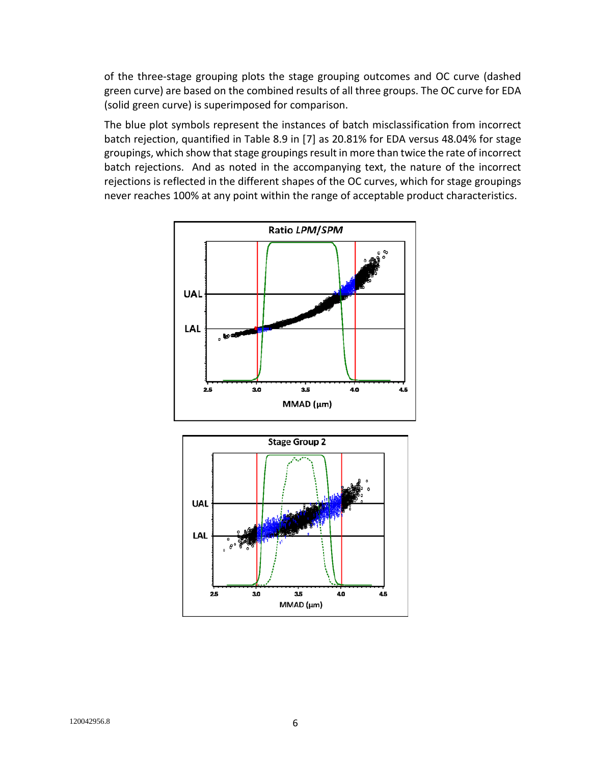of the three-stage grouping plots the stage grouping outcomes and OC curve (dashed green curve) are based on the combined results of all three groups. The OC curve for EDA (solid green curve) is superimposed for comparison.

The blue plot symbols represent the instances of batch misclassification from incorrect batch rejection, quantified in Table 8.9 in [7] as 20.81% for EDA versus 48.04% for stage groupings, which show that stage groupings result in more than twice the rate of incorrect batch rejections. And as noted in the accompanying text, the nature of the incorrect rejections is reflected in the different shapes of the OC curves, which for stage groupings never reaches 100% at any point within the range of acceptable product characteristics.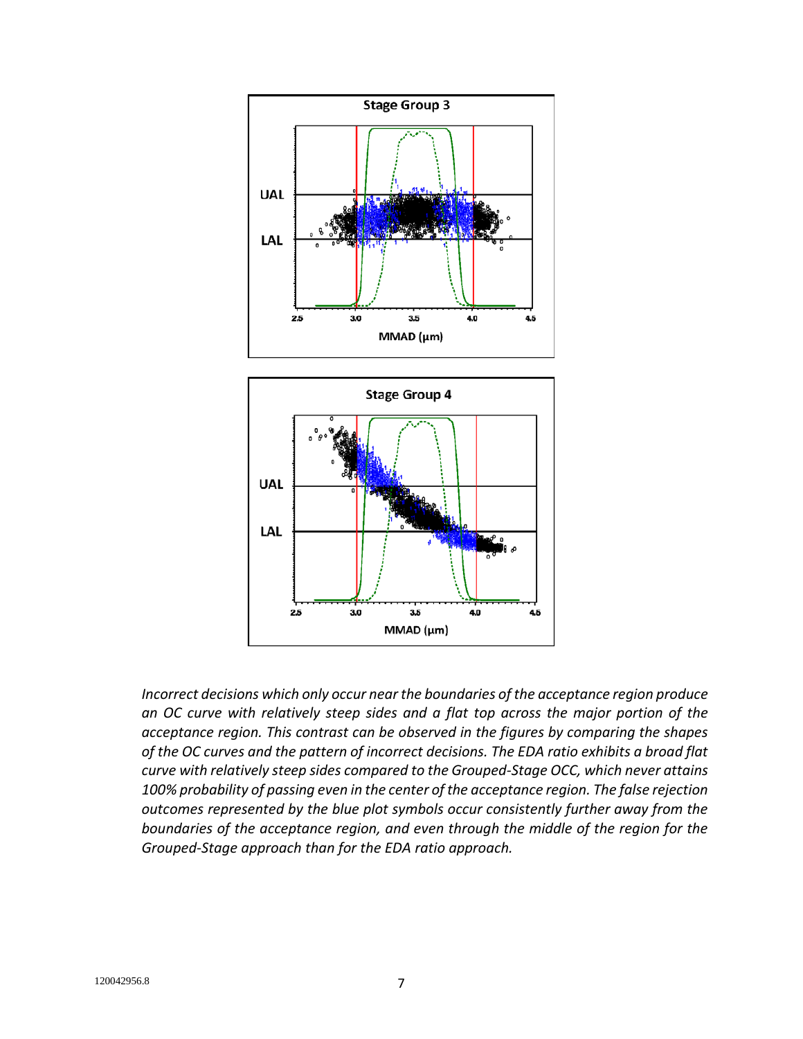Incorrect decisions which only occur near the boundaries of the acceptance region produce an OC curve with relatively steep sides and a flat top across the major portion of the acceptance region. This contrast can be observed in the figures by comparing the shapes of the OC curves and the pattern of incorrect decisions. The EDA ratio exhibits a broad flat curve with relatively steep sides compared to the Grouped-Stage OCC, which never attains 100% probability of passing even in the center of the acceptance region. The false rejection outcomes represented by the blue plot symbols occur consistently further away from the boundaries of the acceptance region, and even through the middle of the region for the Grouped-Stage approach than for the EDA ratio approach.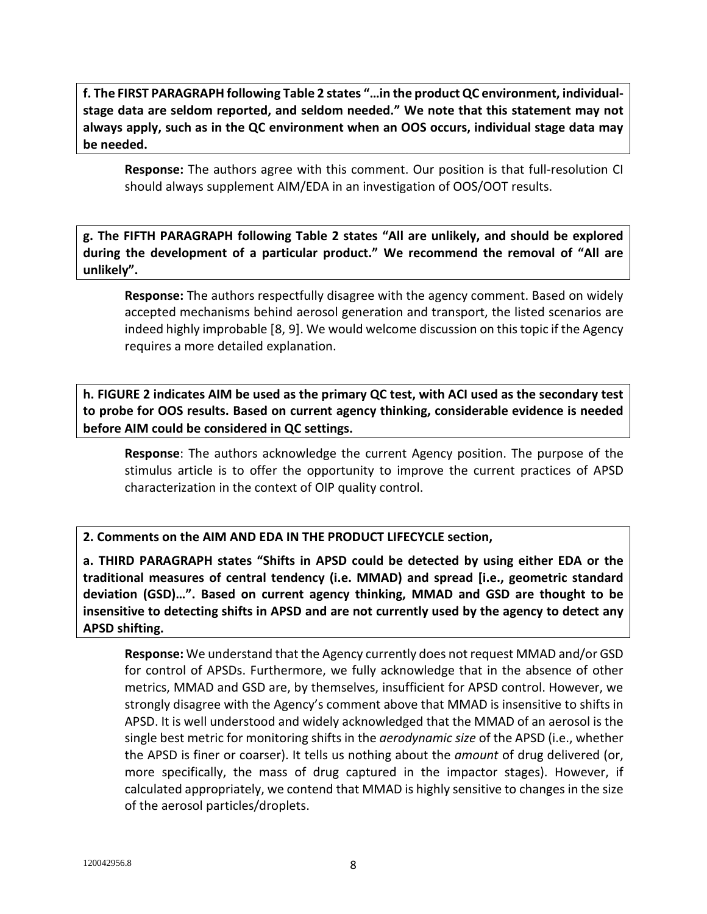**f. The FIRST PARAGRAPH following Table 2 states "…in the product QC environment, individual-stage data are seldom reported, and seldom needed." We note that this statement may not always apply, such as in the QC environment when an OOS occurs, individual stage data may be needed.**

**Response:** The authors agree with this comment. Our position is that full-resolution CI should always supplement AIM/EDA in an investigation of OOS/OOT results.

**g. The FIFTH PARAGRAPH following Table 2 states "All are unlikely, and should be explored during the development of a particular product." We recommend the removal of "All are unlikely".**

**Response:** The authors respectfully disagree with the agency comment. Based on widely accepted mechanisms behind aerosol generation and transport, the listed scenarios are indeed highly improbable [8, 9]. We would welcome discussion on this topic if the Agency requires a more detailed explanation.

**h. FIGURE 2 indicates AIM be used as the primary QC test, with ACI used as the secondary test to probe for OOS results. Based on current agency thinking, considerable evidence is needed before AIM could be considered in QC settings.**

**Response**: The authors acknowledge the current Agency position. The purpose of the stimulus article is to offer the opportunity to improve the current practices of APSD characterization in the context of OIP quality control.

**2. Comments on the AIM AND EDA IN THE PRODUCT LIFECYCLE section,**

**a. THIRD PARAGRAPH states "Shifts in APSD could be detected by using either EDA or the traditional measures of central tendency (i.e. MMAD) and spread [i.e., geometric standard deviation (GSD)…". Based on current agency thinking, MMAD and GSD are thought to be insensitive to detecting shifts in APSD and are not currently used by the agency to detect any APSD shifting.**

**Response:** We understand that the Agency currently does not request MMAD and/or GSD for control of APSDs. Furthermore, we fully acknowledge that in the absence of other metrics, MMAD and GSD are, by themselves, insufficient for APSD control. However, we strongly disagree with the Agency's comment above that MMAD is insensitive to shifts in APSD. It is well understood and widely acknowledged that the MMAD of an aerosol is the single best metric for monitoring shifts in the *aerodynamic size* of the APSD (i.e., whether the APSD is finer or coarser). It tells us nothing about the *amount* of drug delivered (or, more specifically, the mass of drug captured in the impactor stages). However, if calculated appropriately, we contend that MMAD is highly sensitive to changes in the size of the aerosol particles/droplets.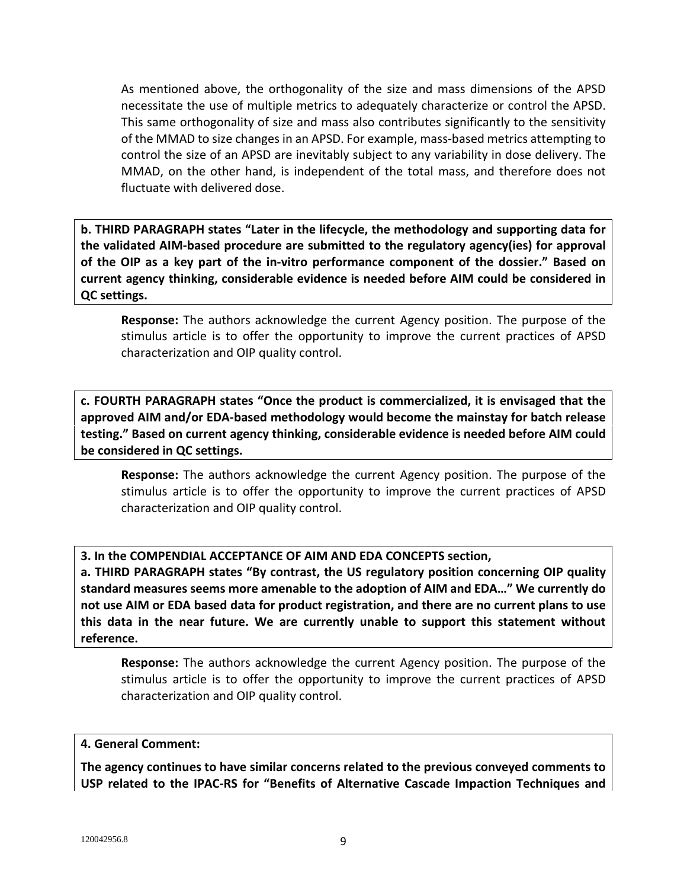As mentioned above, the orthogonality of the size and mass dimensions of the APSD necessitate the use of multiple metrics to adequately characterize or control the APSD. This same orthogonality of size and mass also contributes significantly to the sensitivity of the MMAD to size changes in an APSD. For example, mass-based metrics attempting to control the size of an APSD are inevitably subject to any variability in dose delivery. The MMAD, on the other hand, is independent of the total mass, and therefore does not fluctuate with delivered dose.

**b. THIRD PARAGRAPH states "Later in the lifecycle, the methodology and supporting data for the validated AIM-based procedure are submitted to the regulatory agency(ies) for approval of the OIP as a key part of the in-vitro performance component of the dossier." Based on current agency thinking, considerable evidence is needed before AIM could be considered in QC settings.**

**Response:** The authors acknowledge the current Agency position. The purpose of the stimulus article is to offer the opportunity to improve the current practices of APSD characterization and OIP quality control.

**c. FOURTH PARAGRAPH states "Once the product is commercialized, it is envisaged that the approved AIM and/or EDA-based methodology would become the mainstay for batch release testing." Based on current agency thinking, considerable evidence is needed before AIM could be considered in QC settings.**

**Response:** The authors acknowledge the current Agency position. The purpose of the stimulus article is to offer the opportunity to improve the current practices of APSD characterization and OIP quality control.

**3. In the COMPENDIAL ACCEPTANCE OF AIM AND EDA CONCEPTS section,**

**a. THIRD PARAGRAPH states "By contrast, the US regulatory position concerning OIP quality standard measures seems more amenable to the adoption of AIM and EDA…" We currently do not use AIM or EDA based data for product registration, and there are no current plans to use this data in the near future. We are currently unable to support this statement without reference.**

**Response:** The authors acknowledge the current Agency position. The purpose of the stimulus article is to offer the opportunity to improve the current practices of APSD characterization and OIP quality control.

**4. General Comment:**

**The agency continues to have similar concerns related to the previous conveyed comments to USP related to the IPAC-RS for "Benefits of Alternative Cascade Impaction Techniques and**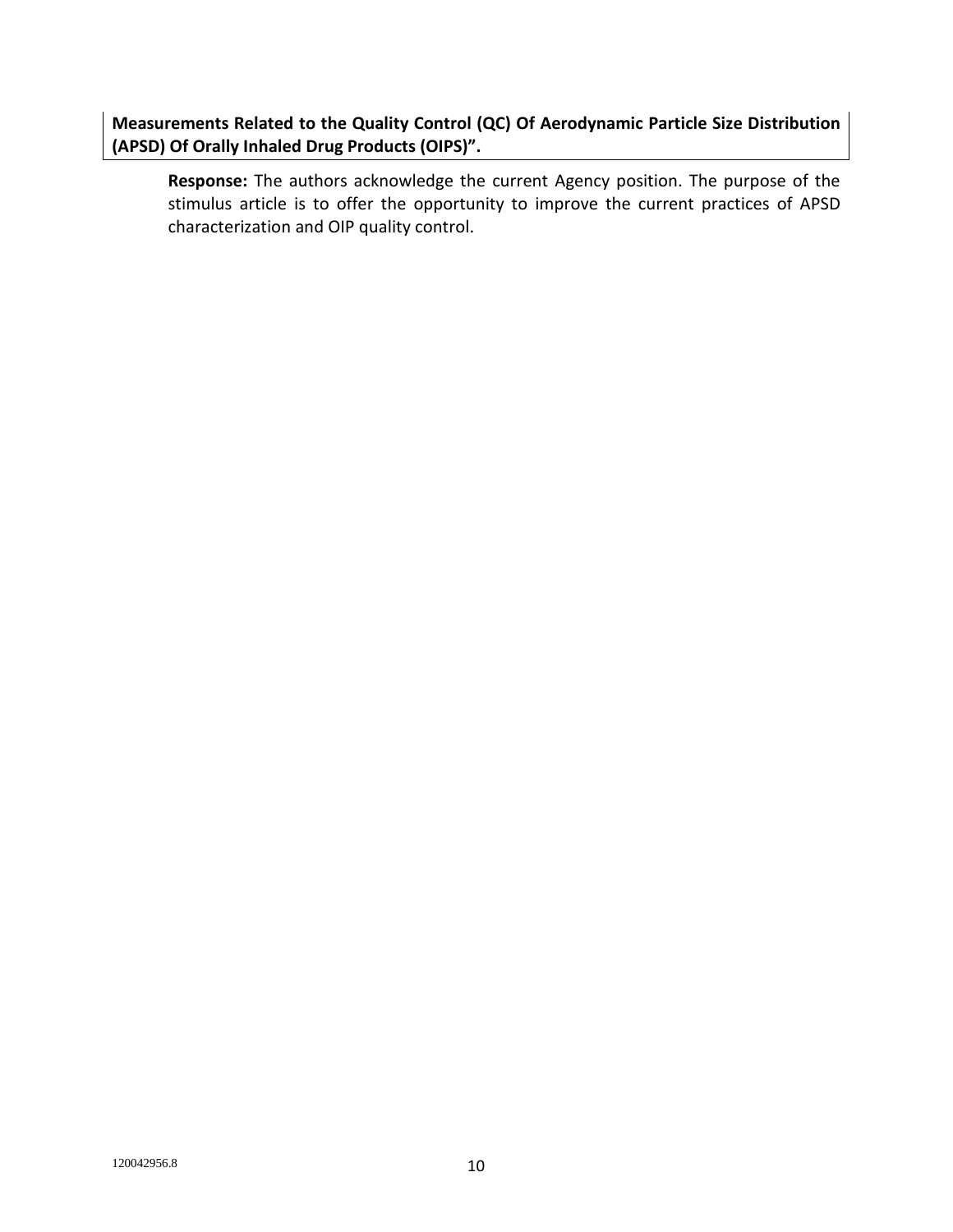**Measurements Related to the Quality Control (QC) Of Aerodynamic Particle Size Distribution (APSD) Of Orally Inhaled Drug Products (OIPS)".**

**Response:** The authors acknowledge the current Agency position. The purpose of the stimulus article is to offer the opportunity to improve the current practices of APSD characterization and OIP quality control.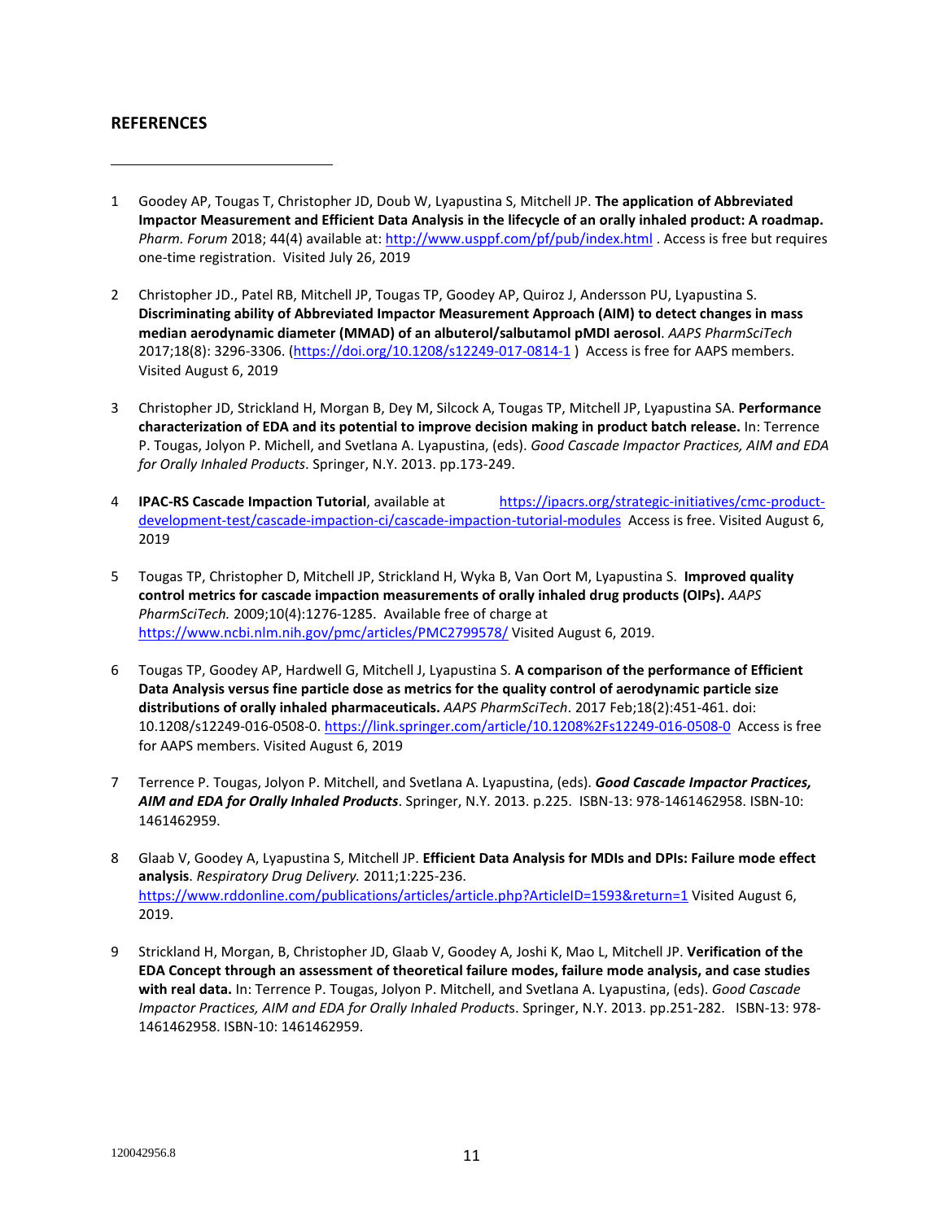## REFERENCES

1. Goodey AP, Tougas T, Christopher JD, Doub W, Lyapustina S, Mitchell JP. **The application of Abbreviated Impactor Measurement and Efficient Data Analysis in the lifecycle of an orally inhaled product: A roadmap.** *Pharm. Forum* 2018; 44(4) available at: http://www.usppf.com/pf/pub/index.html . Access is free but requires one-time registration. Visited July 26, 2019

2. Christopher JD., Patel RB, Mitchell JP, Tougas TP, Goodey AP, Quiroz J, Andersson PU, Lyapustina S. **Discriminating ability of Abbreviated Impactor Measurement Approach (AIM) to detect changes in mass median aerodynamic diameter (MMAD) of an albuterol/salbutamol pMDI aerosol**. *AAPS PharmSciTech* 2017;18(8): 3296-3306. (https://doi.org/10.1208/s12249-017-0814-1 ) Access is free for AAPS members. Visited August 6, 2019

3. Christopher JD, Strickland H, Morgan B, Dey M, Silcock A, Tougas TP, Mitchell JP, Lyapustina SA. **Performance characterization of EDA and its potential to improve decision making in product batch release.** In: Terrence P. Tougas, Jolyon P. Michell, and Svetlana A. Lyapustina, (eds). *Good Cascade Impactor Practices, AIM and EDA for Orally Inhaled Products*. Springer, N.Y. 2013. pp.173-249.

4. **IPAC-RS Cascade Impaction Tutorial**, available at https://ipacrs.org/strategic-initiatives/cmc-product-development-test/cascade-impaction-ci/cascade-impaction-tutorial-modules Access is free. Visited August 6, 2019

5. Tougas TP, Christopher D, Mitchell JP, Strickland H, Wyka B, Van Oort M, Lyapustina S. **Improved quality control metrics for cascade impaction measurements of orally inhaled drug products (OIPs).** *AAPS PharmSciTech.* 2009;10(4):1276-1285. Available free of charge at https://www.ncbi.nlm.nih.gov/pmc/articles/PMC2799578/ Visited August 6, 2019.

6. Tougas TP, Goodey AP, Hardwell G, Mitchell J, Lyapustina S. **A comparison of the performance of Efficient Data Analysis versus fine particle dose as metrics for the quality control of aerodynamic particle size distributions of orally inhaled pharmaceuticals.** *AAPS PharmSciTech*. 2017 Feb;18(2):451-461. doi: 10.1208/s12249-016-0508-0. https://link.springer.com/article/10.1208%2Fs12249-016-0508-0 Access is free for AAPS members. Visited August 6, 2019

7. Terrence P. Tougas, Jolyon P. Mitchell, and Svetlana A. Lyapustina, (eds). ***Good Cascade Impactor Practices, AIM and EDA for Orally Inhaled Products***. Springer, N.Y. 2013. p.225. ISBN-13: 978-1461462958. ISBN-10: 1461462959.

8. Glaab V, Goodey A, Lyapustina S, Mitchell JP. **Efficient Data Analysis for MDIs and DPIs: Failure mode effect analysis**. *Respiratory Drug Delivery.* 2011;1:225-236. https://www.rddonline.com/publications/articles/article.php?ArticleID=1593&return=1 Visited August 6, 2019.

9. Strickland H, Morgan, B, Christopher JD, Glaab V, Goodey A, Joshi K, Mao L, Mitchell JP. **Verification of the EDA Concept through an assessment of theoretical failure modes, failure mode analysis, and case studies with real data.** In: Terrence P. Tougas, Jolyon P. Mitchell, and Svetlana A. Lyapustina, (eds). *Good Cascade Impactor Practices, AIM and EDA for Orally Inhaled Products*. Springer, N.Y. 2013. pp.251-282. ISBN-13: 978-1461462958. ISBN-10: 1461462959.

120042956.8